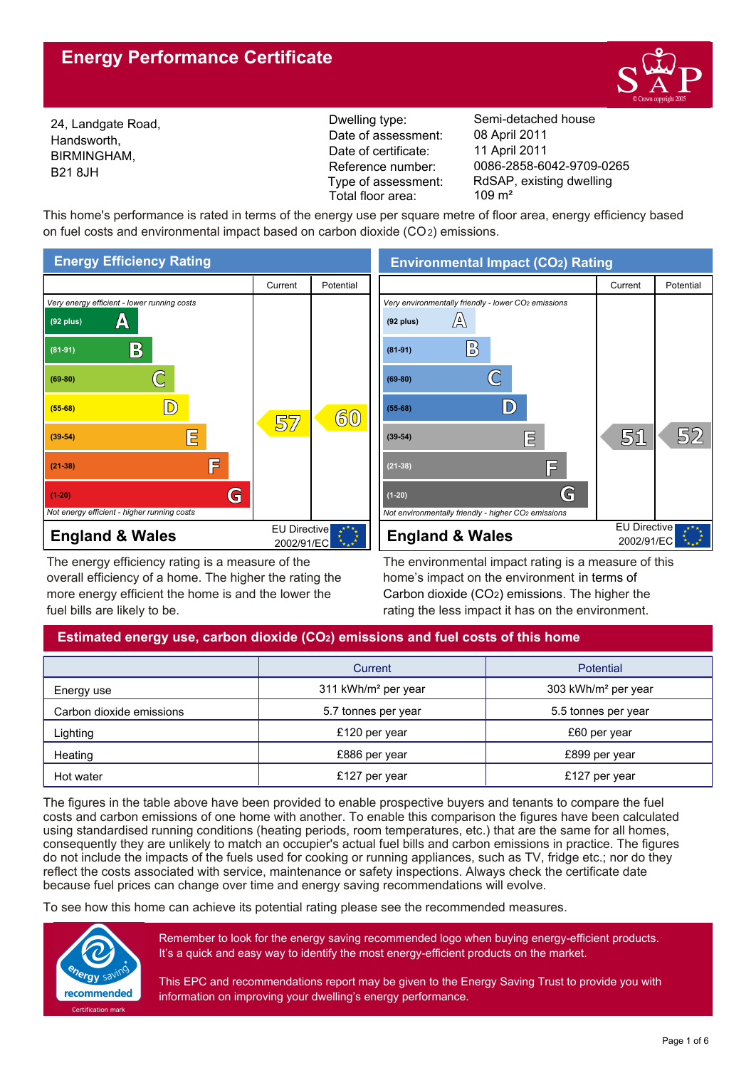# Energy Performance Certificate

24, Landgate Road,
Handsworth,
BIRMINGHAM,
B21 8JH

| | |
|---|---|
| Dwelling type: | Semi-detached house |
| Date of assessment: | 08 April 2011 |
| Date of certificate: | 11 April 2011 |
| Reference number: | 0086-2858-6042-9709-0265 |
| Type of assessment: | RdSAP, existing dwelling |
| Total floor area: | 109 m² |

This home's performance is rated in terms of the energy use per square metre of floor area, energy efficiency based on fuel costs and environmental impact based on carbon dioxide ($CO_2$) emissions.

## Energy Efficiency Rating

| | Current | Potential |
|---|---|---|
| *Very energy efficient - lower running costs* | | |
| (92 plus) A | | |
| (81-91) B | | |
| (69-80) C | | |
| (55-68) D | 57 | 60 |
| (39-54) E | | |
| (21-38) F | | |
| (1-20) G | | |
| *Not energy efficient - higher running costs* | | |

England & Wales — EU Directive 2002/91/EC

The energy efficiency rating is a measure of the overall efficiency of a home. The higher the rating the more energy efficient the home is and the lower the fuel bills are likely to be.

## Environmental Impact ($CO_2$) Rating

| | Current | Potential |
|---|---|---|
| *Very environmentally friendly - lower $CO_2$ emissions* | | |
| (92 plus) A | | |
| (81-91) B | | |
| (69-80) C | | |
| (55-68) D | | |
| (39-54) E | 51 | 52 |
| (21-38) F | | |
| (1-20) G | | |
| *Not environmentally friendly - higher $CO_2$ emissions* | | |

England & Wales — EU Directive 2002/91/EC

The environmental impact rating is a measure of this home's impact on the environment in terms of Carbon dioxide ($CO_2$) emissions. The higher the rating the less impact it has on the environment.

## Estimated energy use, carbon dioxide ($CO_2$) emissions and fuel costs of this home

| | Current | Potential |
|---|---|---|
| Energy use | 311 kWh/m² per year | 303 kWh/m² per year |
| Carbon dioxide emissions | 5.7 tonnes per year | 5.5 tonnes per year |
| Lighting | £120 per year | £60 per year |
| Heating | £886 per year | £899 per year |
| Hot water | £127 per year | £127 per year |

The figures in the table above have been provided to enable prospective buyers and tenants to compare the fuel costs and carbon emissions of one home with another. To enable this comparison the figures have been calculated using standardised running conditions (heating periods, room temperatures, etc.) that are the same for all homes, consequently they are unlikely to match an occupier's actual fuel bills and carbon emissions in practice. The figures do not include the impacts of the fuels used for cooking or running appliances, such as TV, fridge etc.; nor do they reflect the costs associated with service, maintenance or safety inspections. Always check the certificate date because fuel prices can change over time and energy saving recommendations will evolve.

To see how this home can achieve its potential rating please see the recommended measures.

energy saving recommended — Certification mark

Remember to look for the energy saving recommended logo when buying energy-efficient products. It's a quick and easy way to identify the most energy-efficient products on the market.

This EPC and recommendations report may be given to the Energy Saving Trust to provide you with information on improving your dwelling's energy performance.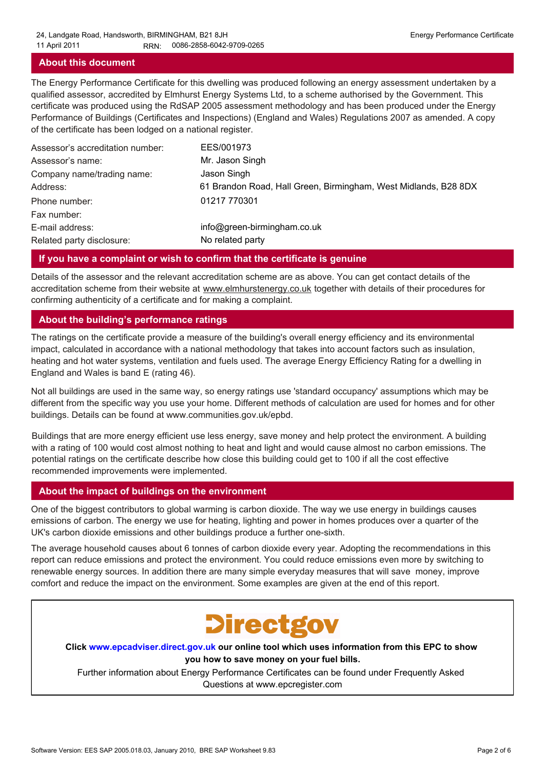## About this document

The Energy Performance Certificate for this dwelling was produced following an energy assessment undertaken by a qualified assessor, accredited by Elmhurst Energy Systems Ltd, to a scheme authorised by the Government. This certificate was produced using the RdSAP 2005 assessment methodology and has been produced under the Energy Performance of Buildings (Certificates and Inspections) (England and Wales) Regulations 2007 as amended. A copy of the certificate has been lodged on a national register.

| | |
|---|---|
| Assessor's accreditation number: | EES/001973 |
| Assessor's name: | Mr. Jason Singh |
| Company name/trading name: | Jason Singh |
| Address: | 61 Brandon Road, Hall Green, Birmingham, West Midlands, B28 8DX |
| Phone number: | 01217 770301 |
| Fax number: | |
| E-mail address: | info@green-birmingham.co.uk |
| Related party disclosure: | No related party |

## If you have a complaint or wish to confirm that the certificate is genuine

Details of the assessor and the relevant accreditation scheme are as above. You can get contact details of the accreditation scheme from their website at www.elmhurstenergy.co.uk together with details of their procedures for confirming authenticity of a certificate and for making a complaint.

## About the building's performance ratings

The ratings on the certificate provide a measure of the building's overall energy efficiency and its environmental impact, calculated in accordance with a national methodology that takes into account factors such as insulation, heating and hot water systems, ventilation and fuels used. The average Energy Efficiency Rating for a dwelling in England and Wales is band E (rating 46).

Not all buildings are used in the same way, so energy ratings use 'standard occupancy' assumptions which may be different from the specific way you use your home. Different methods of calculation are used for homes and for other buildings. Details can be found at www.communities.gov.uk/epbd.

Buildings that are more energy efficient use less energy, save money and help protect the environment. A building with a rating of 100 would cost almost nothing to heat and light and would cause almost no carbon emissions. The potential ratings on the certificate describe how close this building could get to 100 if all the cost effective recommended improvements were implemented.

## About the impact of buildings on the environment

One of the biggest contributors to global warming is carbon dioxide. The way we use energy in buildings causes emissions of carbon. The energy we use for heating, lighting and power in homes produces over a quarter of the UK's carbon dioxide emissions and other buildings produce a further one-sixth.

The average household causes about 6 tonnes of carbon dioxide every year. Adopting the recommendations in this report can reduce emissions and protect the environment. You could reduce emissions even more by switching to renewable energy sources. In addition there are many simple everyday measures that will save money, improve comfort and reduce the impact on the environment. Some examples are given at the end of this report.

Directgov

**Click www.epcadviser.direct.gov.uk our online tool which uses information from this EPC to show you how to save money on your fuel bills.**

Further information about Energy Performance Certificates can be found under Frequently Asked Questions at www.epcregister.com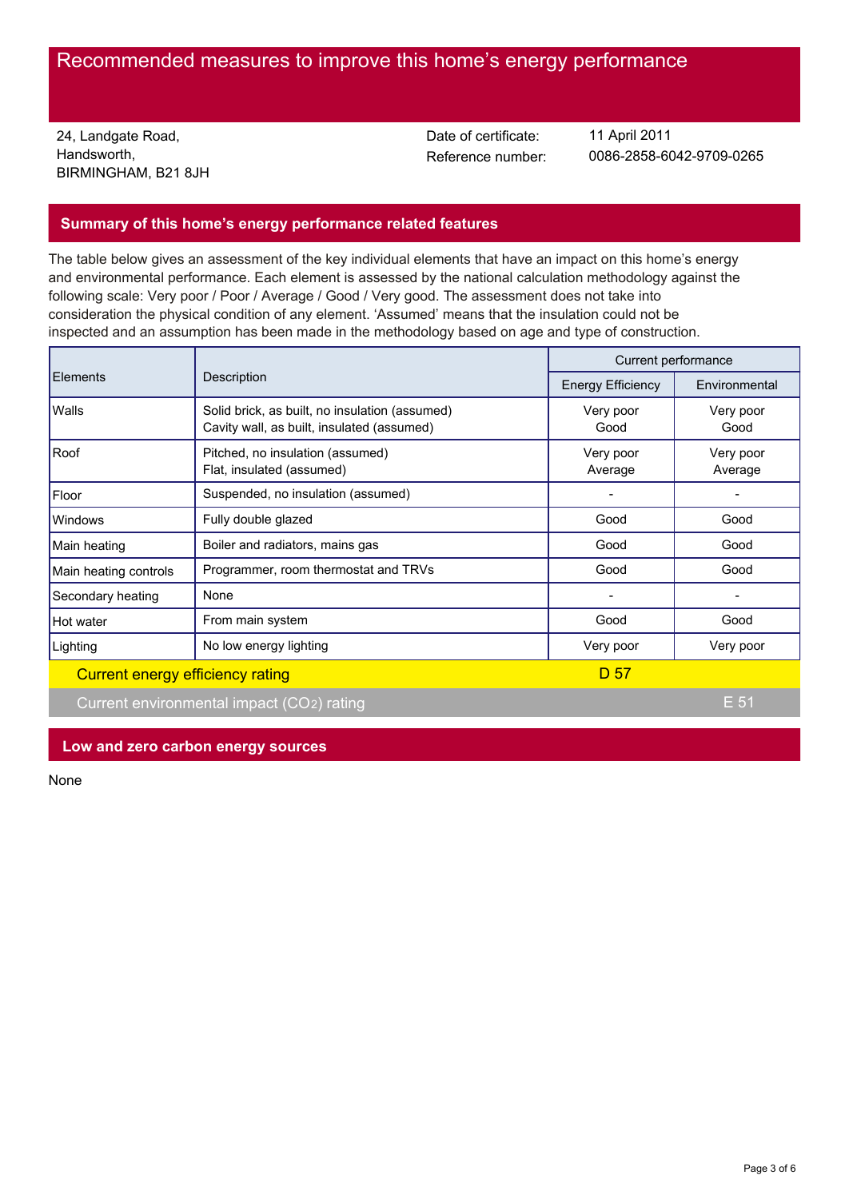# Recommended measures to improve this home's energy performance

24, Landgate Road,
Handsworth,
BIRMINGHAM, B21 8JH

Date of certificate: 11 April 2011
Reference number: 0086-2858-6042-9709-0265

## Summary of this home's energy performance related features

The table below gives an assessment of the key individual elements that have an impact on this home's energy and environmental performance. Each element is assessed by the national calculation methodology against the following scale: Very poor / Poor / Average / Good / Very good. The assessment does not take into consideration the physical condition of any element. 'Assumed' means that the insulation could not be inspected and an assumption has been made in the methodology based on age and type of construction.

| Elements | Description | Current performance | |
|---|---|---|---|
| | | Energy Efficiency | Environmental |
| Walls | Solid brick, as built, no insulation (assumed)<br>Cavity wall, as built, insulated (assumed) | Very poor<br>Good | Very poor<br>Good |
| Roof | Pitched, no insulation (assumed)<br>Flat, insulated (assumed) | Very poor<br>Average | Very poor<br>Average |
| Floor | Suspended, no insulation (assumed) | - | - |
| Windows | Fully double glazed | Good | Good |
| Main heating | Boiler and radiators, mains gas | Good | Good |
| Main heating controls | Programmer, room thermostat and TRVs | Good | Good |
| Secondary heating | None | - | - |
| Hot water | From main system | Good | Good |
| Lighting | No low energy lighting | Very poor | Very poor |
| Current energy efficiency rating | | D 57 | |
| Current environmental impact ($CO_2$) rating | | | E 51 |

## Low and zero carbon energy sources

None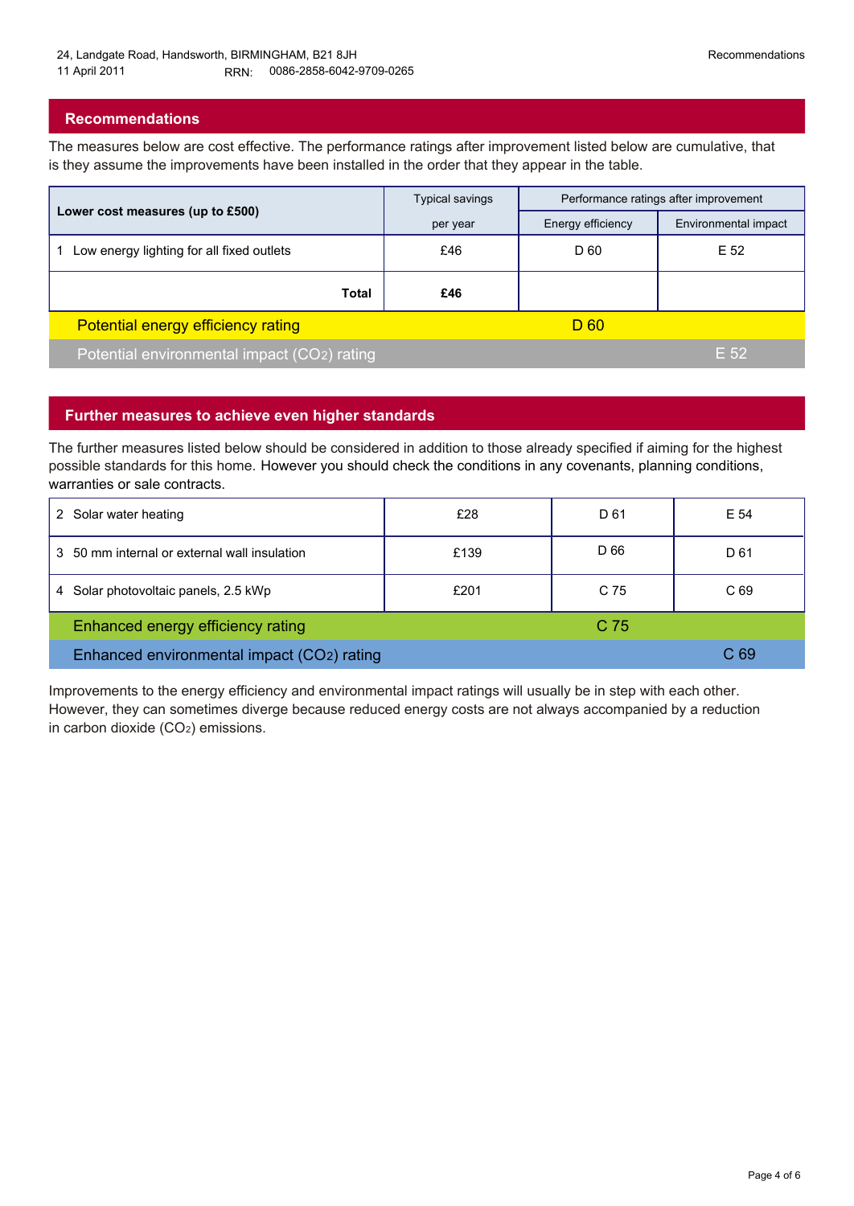24, Landgate Road, Handsworth, BIRMINGHAM, B21 8JH
11 April 2011 RRN: 0086-2858-6042-9709-0265

## Recommendations

The measures below are cost effective. The performance ratings after improvement listed below are cumulative, that is they assume the improvements have been installed in the order that they appear in the table.

| Lower cost measures (up to £500) | Typical savings | Performance ratings after improvement | |
|---|---|---|---|
| | per year | Energy efficiency | Environmental impact |
| 1 Low energy lighting for all fixed outlets | £46 | D 60 | E 52 |
| **Total** | **£46** | | |
| Potential energy efficiency rating | | D 60 | |
| Potential environmental impact ($CO_2$) rating | | | E 52 |

## Further measures to achieve even higher standards

The further measures listed below should be considered in addition to those already specified if aiming for the highest possible standards for this home. However you should check the conditions in any covenants, planning conditions, warranties or sale contracts.

| Measure | Typical savings per year | Energy efficiency | Environmental impact |
|---|---|---|---|
| 2 Solar water heating | £28 | D 61 | E 54 |
| 3 50 mm internal or external wall insulation | £139 | D 66 | D 61 |
| 4 Solar photovoltaic panels, 2.5 kWp | £201 | C 75 | C 69 |
| Enhanced energy efficiency rating | | C 75 | |
| Enhanced environmental impact ($CO_2$) rating | | | C 69 |

Improvements to the energy efficiency and environmental impact ratings will usually be in step with each other. However, they can sometimes diverge because reduced energy costs are not always accompanied by a reduction in carbon dioxide ($CO_2$) emissions.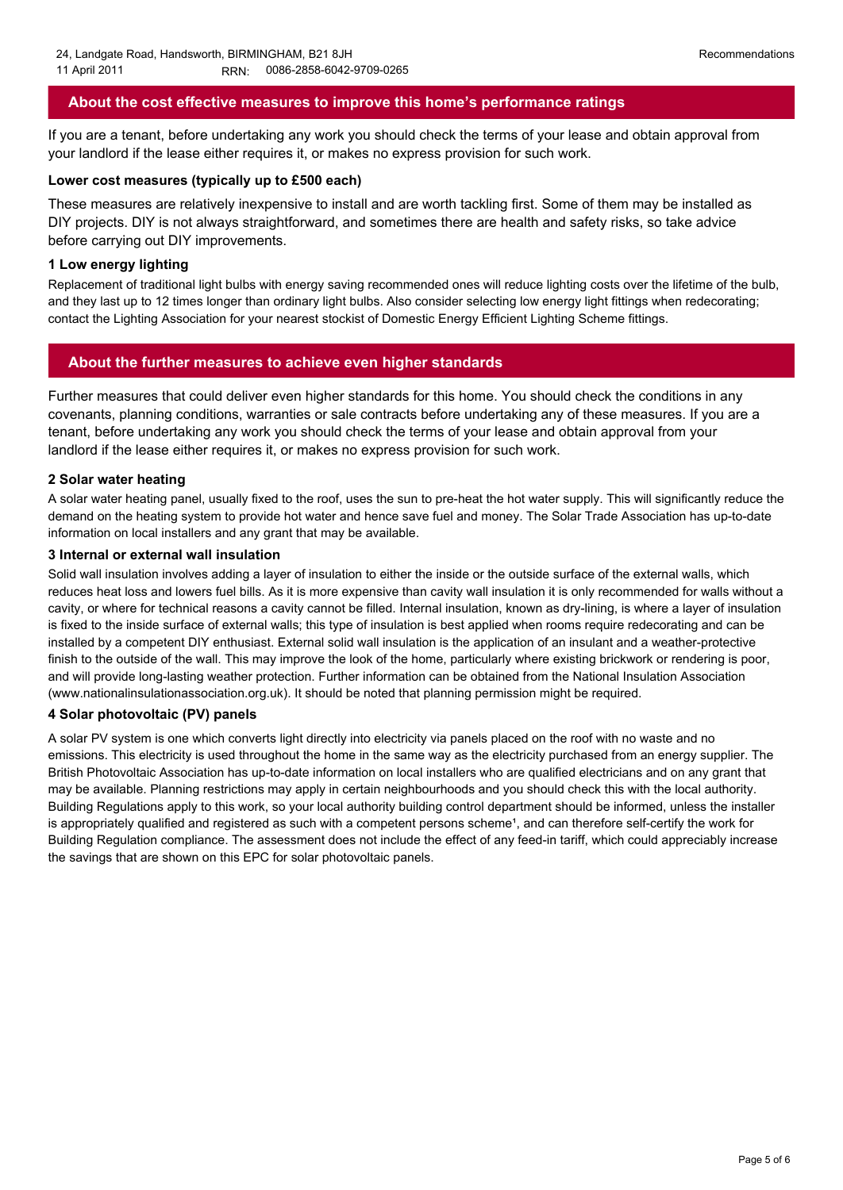## About the cost effective measures to improve this home's performance ratings

If you are a tenant, before undertaking any work you should check the terms of your lease and obtain approval from your landlord if the lease either requires it, or makes no express provision for such work.

**Lower cost measures (typically up to £500 each)**

These measures are relatively inexpensive to install and are worth tackling first. Some of them may be installed as DIY projects. DIY is not always straightforward, and sometimes there are health and safety risks, so take advice before carrying out DIY improvements.

**1 Low energy lighting**

Replacement of traditional light bulbs with energy saving recommended ones will reduce lighting costs over the lifetime of the bulb, and they last up to 12 times longer than ordinary light bulbs. Also consider selecting low energy light fittings when redecorating; contact the Lighting Association for your nearest stockist of Domestic Energy Efficient Lighting Scheme fittings.

## About the further measures to achieve even higher standards

Further measures that could deliver even higher standards for this home. You should check the conditions in any covenants, planning conditions, warranties or sale contracts before undertaking any of these measures. If you are a tenant, before undertaking any work you should check the terms of your lease and obtain approval from your landlord if the lease either requires it, or makes no express provision for such work.

**2 Solar water heating**

A solar water heating panel, usually fixed to the roof, uses the sun to pre-heat the hot water supply. This will significantly reduce the demand on the heating system to provide hot water and hence save fuel and money. The Solar Trade Association has up-to-date information on local installers and any grant that may be available.

**3 Internal or external wall insulation**

Solid wall insulation involves adding a layer of insulation to either the inside or the outside surface of the external walls, which reduces heat loss and lowers fuel bills. As it is more expensive than cavity wall insulation it is only recommended for walls without a cavity, or where for technical reasons a cavity cannot be filled. Internal insulation, known as dry-lining, is where a layer of insulation is fixed to the inside surface of external walls; this type of insulation is best applied when rooms require redecorating and can be installed by a competent DIY enthusiast. External solid wall insulation is the application of an insulant and a weather-protective finish to the outside of the wall. This may improve the look of the home, particularly where existing brickwork or rendering is poor, and will provide long-lasting weather protection. Further information can be obtained from the National Insulation Association (www.nationalinsulationassociation.org.uk). It should be noted that planning permission might be required.

**4 Solar photovoltaic (PV) panels**

A solar PV system is one which converts light directly into electricity via panels placed on the roof with no waste and no emissions. This electricity is used throughout the home in the same way as the electricity purchased from an energy supplier. The British Photovoltaic Association has up-to-date information on local installers who are qualified electricians and on any grant that may be available. Planning restrictions may apply in certain neighbourhoods and you should check this with the local authority. Building Regulations apply to this work, so your local authority building control department should be informed, unless the installer is appropriately qualified and registered as such with a competent persons scheme[1], and can therefore self-certify the work for Building Regulation compliance. The assessment does not include the effect of any feed-in tariff, which could appreciably increase the savings that are shown on this EPC for solar photovoltaic panels.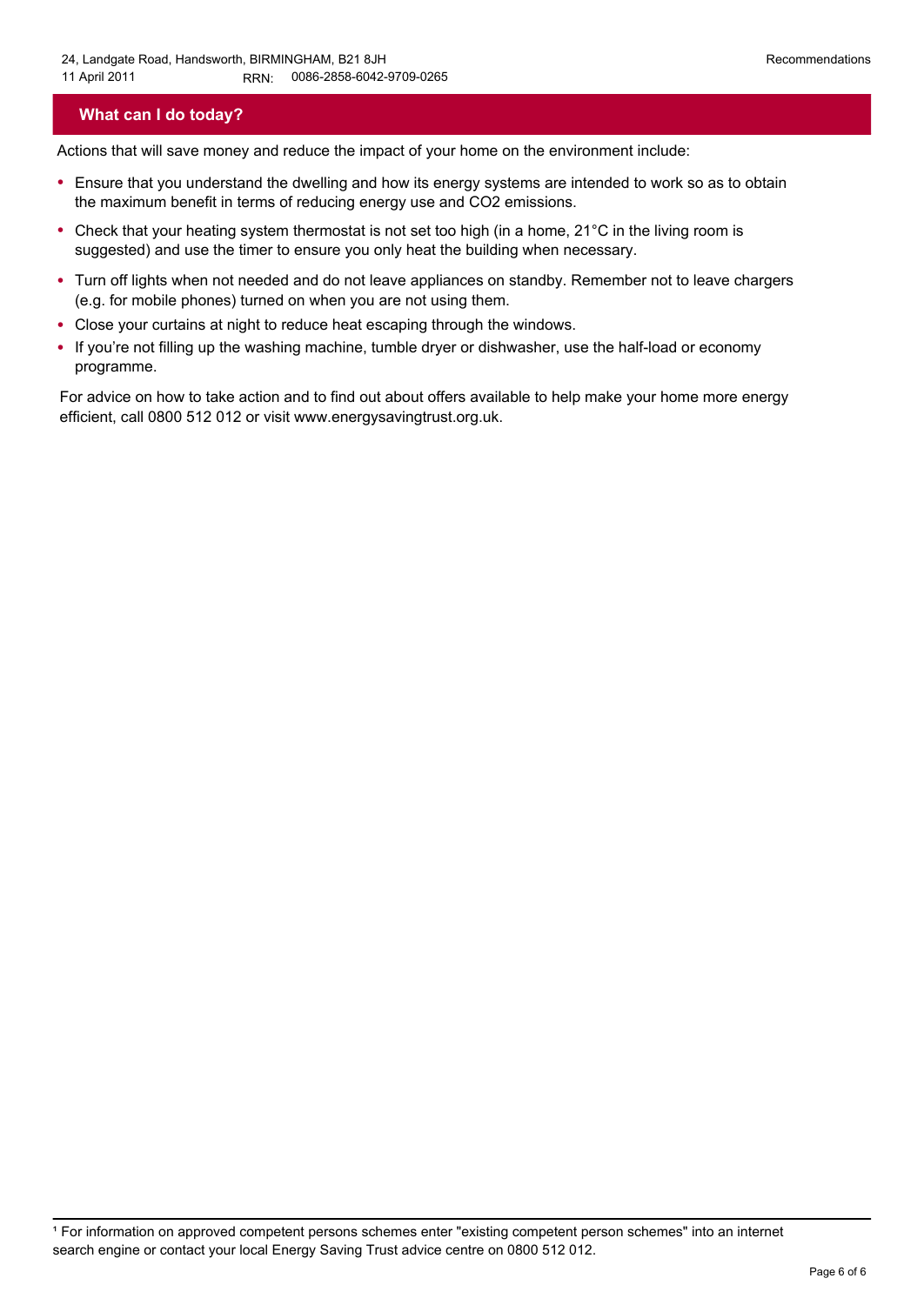## What can I do today?

Actions that will save money and reduce the impact of your home on the environment include:

- Ensure that you understand the dwelling and how its energy systems are intended to work so as to obtain the maximum benefit in terms of reducing energy use and $CO_2$ emissions.
- Check that your heating system thermostat is not set too high (in a home, 21°C in the living room is suggested) and use the timer to ensure you only heat the building when necessary.
- Turn off lights when not needed and do not leave appliances on standby. Remember not to leave chargers (e.g. for mobile phones) turned on when you are not using them.
- Close your curtains at night to reduce heat escaping through the windows.
- If you're not filling up the washing machine, tumble dryer or dishwasher, use the half-load or economy programme.

For advice on how to take action and to find out about offers available to help make your home more energy efficient, call 0800 512 012 or visit www.energysavingtrust.org.uk.

[1] For information on approved competent persons schemes enter "existing competent person schemes" into an internet search engine or contact your local Energy Saving Trust advice centre on 0800 512 012.